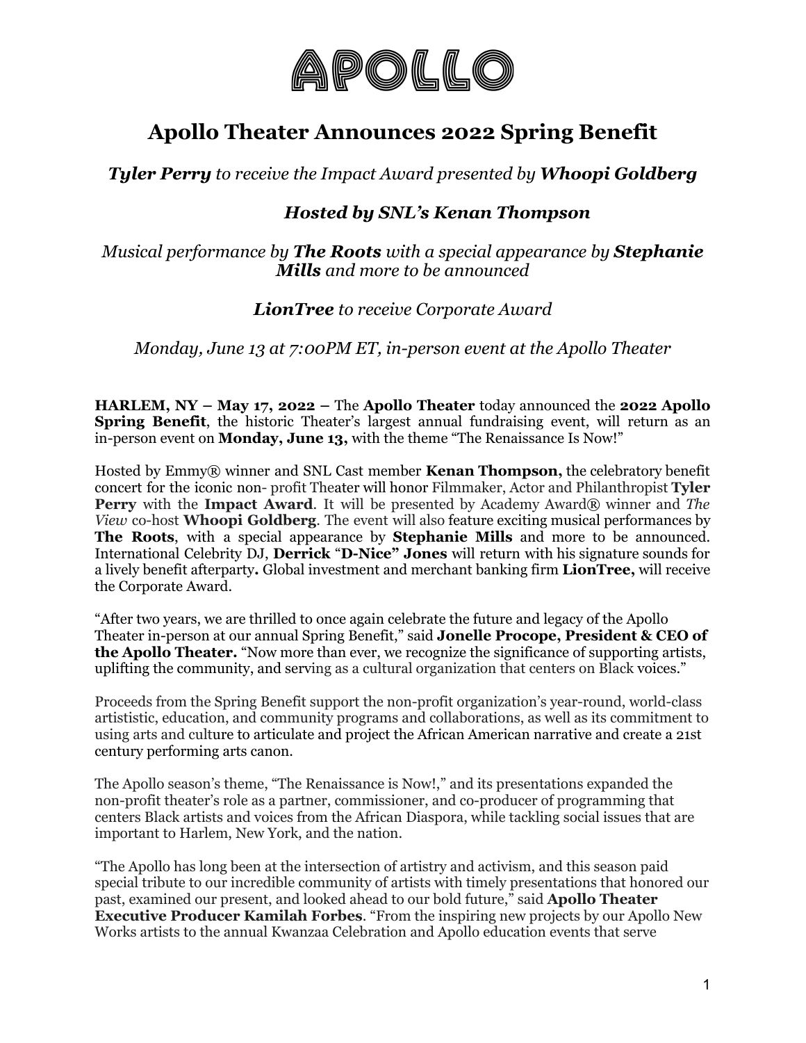APOLLO

# Apollo Theater Announces 2022 Spring Benefit

***Tyler Perry** to receive the Impact Award presented by **Whoopi Goldberg***

***Hosted by SNL's Kenan Thompson***

*Musical performance by **The Roots** with a special appearance by **Stephanie Mills** and more to be announced*

***LionTree** to receive Corporate Award*

*Monday, June 13 at 7:00PM ET, in-person event at the Apollo Theater*

**HARLEM, NY – May 17, 2022 –** The **Apollo Theater** today announced the **2022 Apollo Spring Benefit**, the historic Theater's largest annual fundraising event, will return as an in-person event on **Monday, June 13,** with the theme "The Renaissance Is Now!"

Hosted by Emmy® winner and SNL Cast member **Kenan Thompson,** the celebratory benefit concert for the iconic non- profit Theater will honor Filmmaker, Actor and Philanthropist **Tyler Perry** with the **Impact Award**. It will be presented by Academy Award® winner and *The View* co-host **Whoopi Goldberg**. The event will also feature exciting musical performances by **The Roots**, with a special appearance by **Stephanie Mills** and more to be announced. International Celebrity DJ, **Derrick "D-Nice" Jones** will return with his signature sounds for a lively benefit afterparty**.** Global investment and merchant banking firm **LionTree,** will receive the Corporate Award.

"After two years, we are thrilled to once again celebrate the future and legacy of the Apollo Theater in-person at our annual Spring Benefit," said **Jonelle Procope, President & CEO of the Apollo Theater.** "Now more than ever, we recognize the significance of supporting artists, uplifting the community, and serving as a cultural organization that centers on Black voices."

Proceeds from the Spring Benefit support the non-profit organization's year-round, world-class artistic, education, and community programs and collaborations, as well as its commitment to using arts and culture to articulate and project the African American narrative and create a 21st century performing arts canon.

The Apollo season's theme, "The Renaissance is Now!," and its presentations expanded the non-profit theater's role as a partner, commissioner, and co-producer of programming that centers Black artists and voices from the African Diaspora, while tackling social issues that are important to Harlem, New York, and the nation.

"The Apollo has long been at the intersection of artistry and activism, and this season paid special tribute to our incredible community of artists with timely presentations that honored our past, examined our present, and looked ahead to our bold future," said **Apollo Theater Executive Producer Kamilah Forbes**. "From the inspiring new projects by our Apollo New Works artists to the annual Kwanzaa Celebration and Apollo education events that serve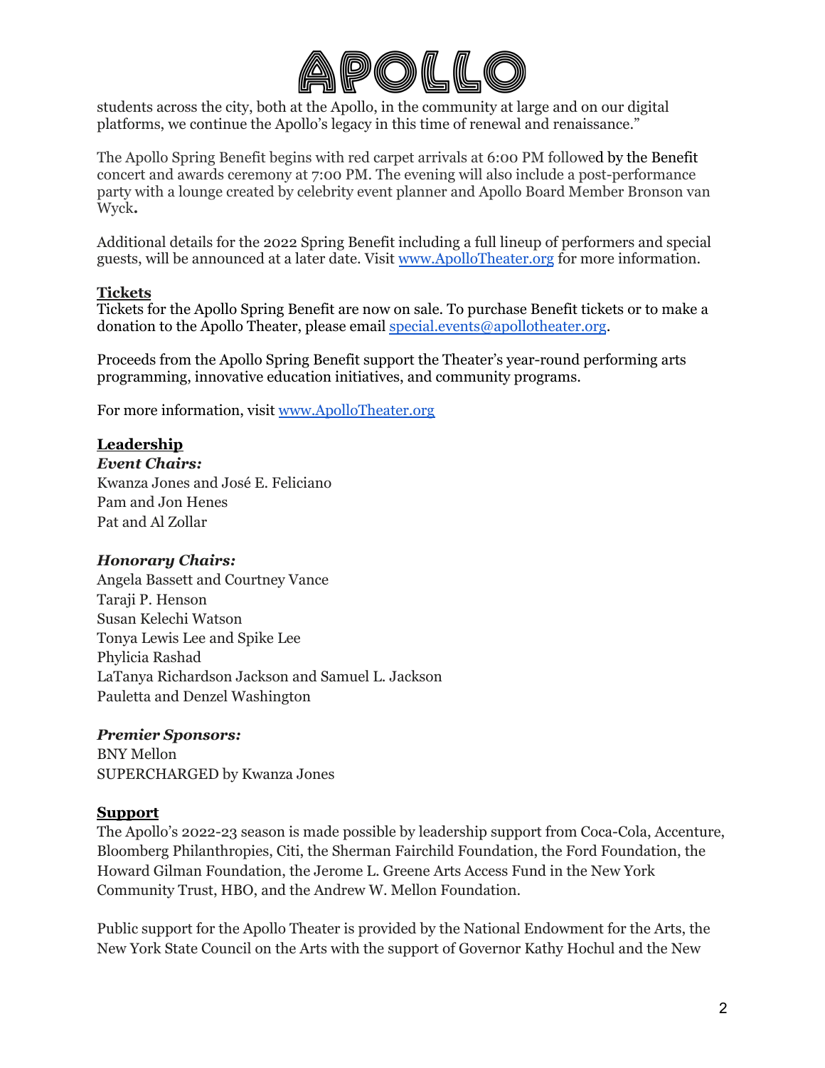students across the city, both at the Apollo, in the community at large and on our digital platforms, we continue the Apollo's legacy in this time of renewal and renaissance."

The Apollo Spring Benefit begins with red carpet arrivals at 6:00 PM followed by the Benefit concert and awards ceremony at 7:00 PM. The evening will also include a post-performance party with a lounge created by celebrity event planner and Apollo Board Member Bronson van Wyck**.**

Additional details for the 2022 Spring Benefit including a full lineup of performers and special guests, will be announced at a later date. Visit [www.ApolloTheater.org](http://www.ApolloTheater.org) for more information.

**Tickets**

Tickets for the Apollo Spring Benefit are now on sale. To purchase Benefit tickets or to make a donation to the Apollo Theater, please email [special.events@apollotheater.org](mailto:special.events@apollotheater.org).

Proceeds from the Apollo Spring Benefit support the Theater's year-round performing arts programming, innovative education initiatives, and community programs.

For more information, visit [www.ApolloTheater.org](http://www.ApolloTheater.org)

**Leadership**

***Event Chairs:***

Kwanza Jones and José E. Feliciano
Pam and Jon Henes
Pat and Al Zollar

***Honorary Chairs:***

Angela Bassett and Courtney Vance
Taraji P. Henson
Susan Kelechi Watson
Tonya Lewis Lee and Spike Lee
Phylicia Rashad
LaTanya Richardson Jackson and Samuel L. Jackson
Pauletta and Denzel Washington

***Premier Sponsors:***

BNY Mellon
SUPERCHARGED by Kwanza Jones

**Support**

The Apollo's 2022-23 season is made possible by leadership support from Coca-Cola, Accenture, Bloomberg Philanthropies, Citi, the Sherman Fairchild Foundation, the Ford Foundation, the Howard Gilman Foundation, the Jerome L. Greene Arts Access Fund in the New York Community Trust, HBO, and the Andrew W. Mellon Foundation.

Public support for the Apollo Theater is provided by the National Endowment for the Arts, the New York State Council on the Arts with the support of Governor Kathy Hochul and the New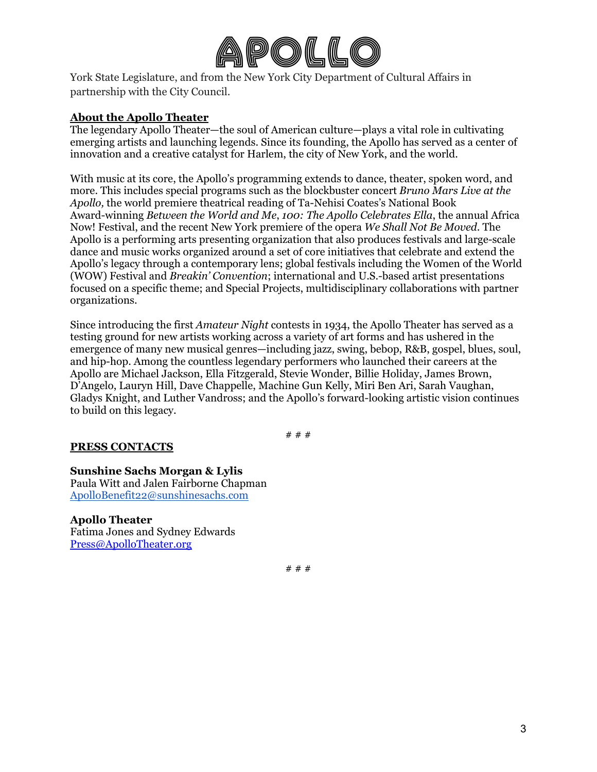York State Legislature, and from the New York City Department of Cultural Affairs in partnership with the City Council.

## About the Apollo Theater

The legendary Apollo Theater—the soul of American culture—plays a vital role in cultivating emerging artists and launching legends. Since its founding, the Apollo has served as a center of innovation and a creative catalyst for Harlem, the city of New York, and the world.

With music at its core, the Apollo's programming extends to dance, theater, spoken word, and more. This includes special programs such as the blockbuster concert *Bruno Mars Live at the Apollo,* the world premiere theatrical reading of Ta-Nehisi Coates's National Book Award-winning *Between the World and Me*, *100: The Apollo Celebrates Ella*, the annual Africa Now! Festival, and the recent New York premiere of the opera *We Shall Not Be Moved*. The Apollo is a performing arts presenting organization that also produces festivals and large-scale dance and music works organized around a set of core initiatives that celebrate and extend the Apollo's legacy through a contemporary lens; global festivals including the Women of the World (WOW) Festival and *Breakin' Convention*; international and U.S.-based artist presentations focused on a specific theme; and Special Projects, multidisciplinary collaborations with partner organizations.

Since introducing the first *Amateur Night* contests in 1934, the Apollo Theater has served as a testing ground for new artists working across a variety of art forms and has ushered in the emergence of many new musical genres—including jazz, swing, bebop, R&B, gospel, blues, soul, and hip-hop. Among the countless legendary performers who launched their careers at the Apollo are Michael Jackson, Ella Fitzgerald, Stevie Wonder, Billie Holiday, James Brown, D'Angelo, Lauryn Hill, Dave Chappelle, Machine Gun Kelly, Miri Ben Ari, Sarah Vaughan, Gladys Knight, and Luther Vandross; and the Apollo's forward-looking artistic vision continues to build on this legacy.

# # #

## PRESS CONTACTS

**Sunshine Sachs Morgan & Lylis**
Paula Witt and Jalen Fairborne Chapman
ApolloBenefit22@sunshinesachs.com

**Apollo Theater**
Fatima Jones and Sydney Edwards
Press@ApolloTheater.org

# # #